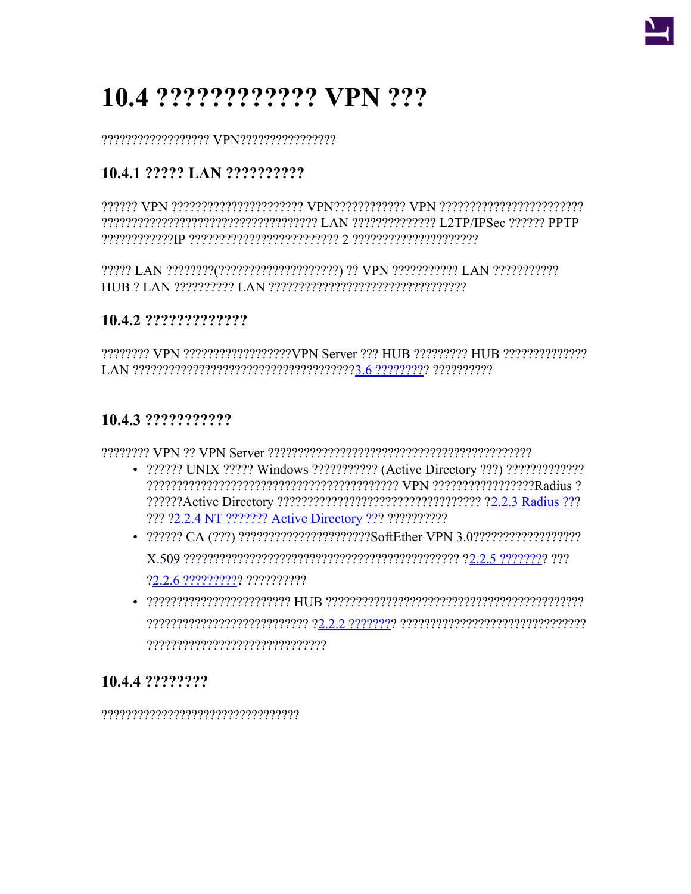# 10.4 ???????????? VPN ???

?????????????????? VPN????????????????

### 10.4.1 ????? LAN ??????????

?????? VPN ?????????????????????? VPN???????????? VPN ???????????????????????? ??????????????????????????????????? LAN ?????????????? L2TP/IPSec ?????? PPTP ????????????IP ????????????????????????? 2 ?????????????????????

????? LAN ????????(????????????????????) ?? VPN ??????????? LAN ??????????? HUB ? LAN ?????????? LAN ????????????????????????????????

### 10.4.2 ?????????????

???????? VPN ??????????????????VPN Server ??? HUB ????????? HUB ?????????????? LAN ?????????????????????????????????????3.6 ?????????? ??????????

### 10.4.3 ???????????

???????? VPN ?? VPN Server ?????????????????????????????????????????????

- ?????? UNIX ????? Windows ??????????? (Active Directory ???) ????????????? ??????????????????????????????????????????? VPN ?????????????????Radius ? ??????Active Directory ????????????????????????????????? ?2.2.3 Radius ???? ??? ?2.2.4 NT ??????? Active Directory ??? ??????????
- ?????? CA (???) ??????????????????????SoftEther VPN 3.0?????????????????? X.509 ?????????????????????????????????????????????? ?2.2.5 ????????? ??? ?2.2.6 ?????????? ??????????
- ???????????????????????? HUB ??????????????????????????????????????????? ??????????????????????????? ?2.2.2 ????????? ??????????????????????????????? ??????????????????????????????

### 10.4.4 ????????

?????????????????????????????????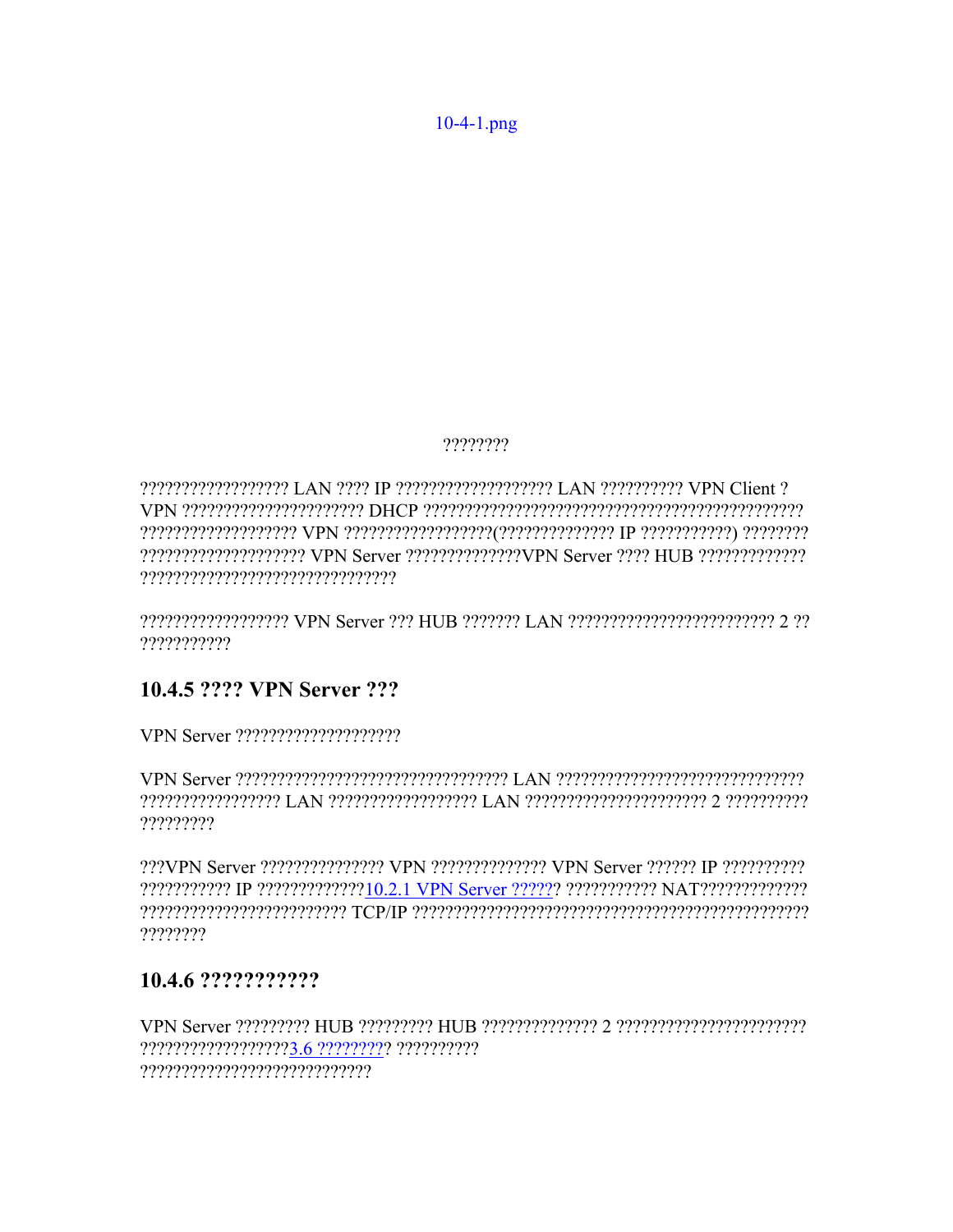10-4-1.png

????????

?????????????????? LAN ???? IP ??????????????????? LAN ?????????? VPN Client ? VPN ?????????????????????? DHCP ?????????????????????????????????????????????? ??????????????????? VPN ??????????????????(?????????????? IP ???????????) ???????? ???????????????????? VPN Server ??????????????VPN Server ???? HUB ????????????? ??????????????????????????????

?????????????????? VPN Server ??? HUB ??????? LAN ????????????????????????? 2 ?? ???????????

## 10.4.5 ???? VPN Server ???

VPN Server ????????????????????

VPN Server ????????????????????????????????? LAN ?????????????????????????????? ????????????????? LAN ?????????????????? LAN ?????????????????????? 2 ?????????? ?????????

???VPN Server ??????????????? VPN ?????????????? VPN Server ?????? IP ?????????? ??????????? IP ?????????????10.2.1 VPN Server ?????? ??????????? NAT????????????? ????????????????????????? TCP/IP ?????????????????????????????????????????????? ????????

## 10.4.6 ???????????

VPN Server ????????? HUB ????????? HUB ?????????????? 2 ??????????????????????? ??????????????????3.6 ????????? ?????????? ????????????????????????????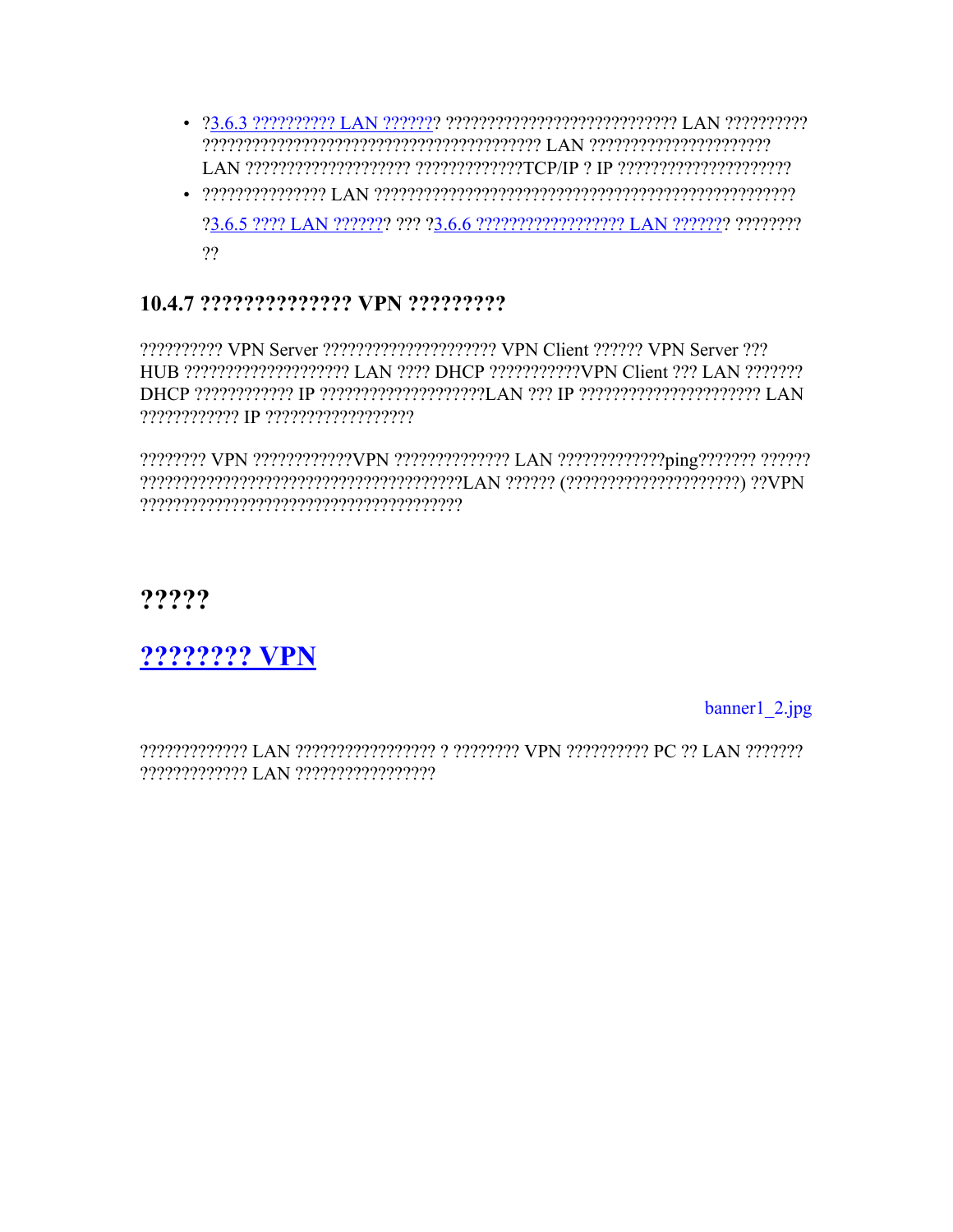- ?3.6.3 ?????????? LAN ??????? ???????????????????????????? LAN ?????????? ???????????????????????????????????????? LAN ?????????????????????? LAN ???????????????????? ?????????????TCP/IP ? IP ?????????????????????
- ??????????????? LAN ??????????????????????????????????????????????????? ?3.6.5 ???? LAN ??????? ??? ?3.6.6 ????????????????? LAN ??????? ???????? ??

### 10.4.7 ?????????????? VPN ?????????

?????????? VPN Server ????????????????????? VPN Client ?????? VPN Server ??? HUB ???????????????????? LAN ???? DHCP ???????????VPN Client ??? LAN ??????? DHCP ???????????? IP ????????????????????LAN ??? IP ?????????????????????? LAN ???????????? IP ??????????????????

???????? VPN ????????????VPN ?????????????? LAN ?????????????ping??????? ?????? ???????????????????????????????????????LAN ?????? (?????????????????????) ??VPN ???????????????????????????????????????

## ?????

## ???????? VPN

banner1_2.jpg

????????????? LAN ????????????????? ? ???????? VPN ?????????? PC ?? LAN ??????? ????????????? LAN ?????????????????